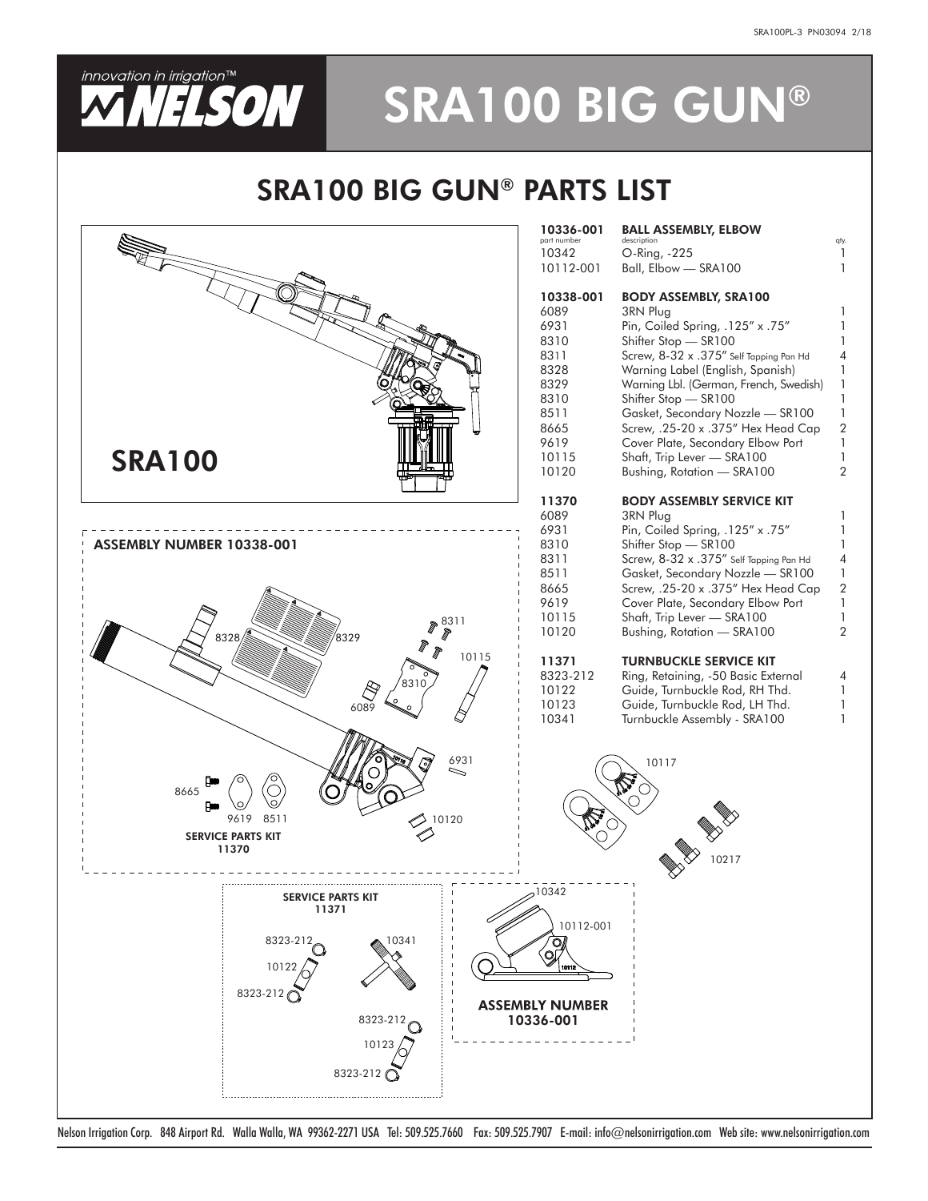# SRA100 BIG GUN®

## SRA100 BIG GUN® PARTS LIST

SRA100

ASSEMBLY NUMBER 10338-001

8328 8329 8311 10115 8310 6089 6931 8665 9619 8511 10120

SERVICE PARTS KIT 11370

SERVICE PARTS KIT 11371

8323-212 10122 8323-212 10341 8323-212 10123 8323-212

10342 10112-001

ASSEMBLY NUMBER 10336-001

10117 10217

| part number | description | qty. |
|---|---|---|
| **10336-001** | **BALL ASSEMBLY, ELBOW** | |
| 10342 | O-Ring, -225 | 1 |
| 10112-001 | Ball, Elbow — SRA100 | 1 |
| **10338-001** | **BODY ASSEMBLY, SRA100** | |
| 6089 | 3RN Plug | 1 |
| 6931 | Pin, Coiled Spring, .125" x .75" | 1 |
| 8310 | Shifter Stop — SR100 | 1 |
| 8311 | Screw, 8-32 x .375" Self Tapping Pan Hd | 4 |
| 8328 | Warning Label (English, Spanish) | 1 |
| 8329 | Warning Lbl. (German, French, Swedish) | 1 |
| 8310 | Shifter Stop — SR100 | 1 |
| 8511 | Gasket, Secondary Nozzle — SR100 | 1 |
| 8665 | Screw, .25-20 x .375" Hex Head Cap | 2 |
| 9619 | Cover Plate, Secondary Elbow Port | 1 |
| 10115 | Shaft, Trip Lever — SRA100 | 1 |
| 10120 | Bushing, Rotation — SRA100 | 2 |
| **11370** | **BODY ASSEMBLY SERVICE KIT** | |
| 6089 | 3RN Plug | 1 |
| 6931 | Pin, Coiled Spring, .125" x .75" | 1 |
| 8310 | Shifter Stop — SR100 | 1 |
| 8311 | Screw, 8-32 x .375" Self Tapping Pan Hd | 4 |
| 8511 | Gasket, Secondary Nozzle — SR100 | 1 |
| 8665 | Screw, .25-20 x .375" Hex Head Cap | 2 |
| 9619 | Cover Plate, Secondary Elbow Port | 1 |
| 10115 | Shaft, Trip Lever — SRA100 | 1 |
| 10120 | Bushing, Rotation — SRA100 | 2 |
| **11371** | **TURNBUCKLE SERVICE KIT** | |
| 8323-212 | Ring, Retaining, -50 Basic External | 4 |
| 10122 | Guide, Turnbuckle Rod, RH Thd. | 1 |
| 10123 | Guide, Turnbuckle Rod, LH Thd. | 1 |
| 10341 | Turnbuckle Assembly - SRA100 | 1 |

Nelson Irrigation Corp. 848 Airport Rd. Walla Walla, WA 99362-2271 USA Tel: 509.525.7660 Fax: 509.525.7907 E-mail: info@nelsonirrigation.com Web site: www.nelsonirrigation.com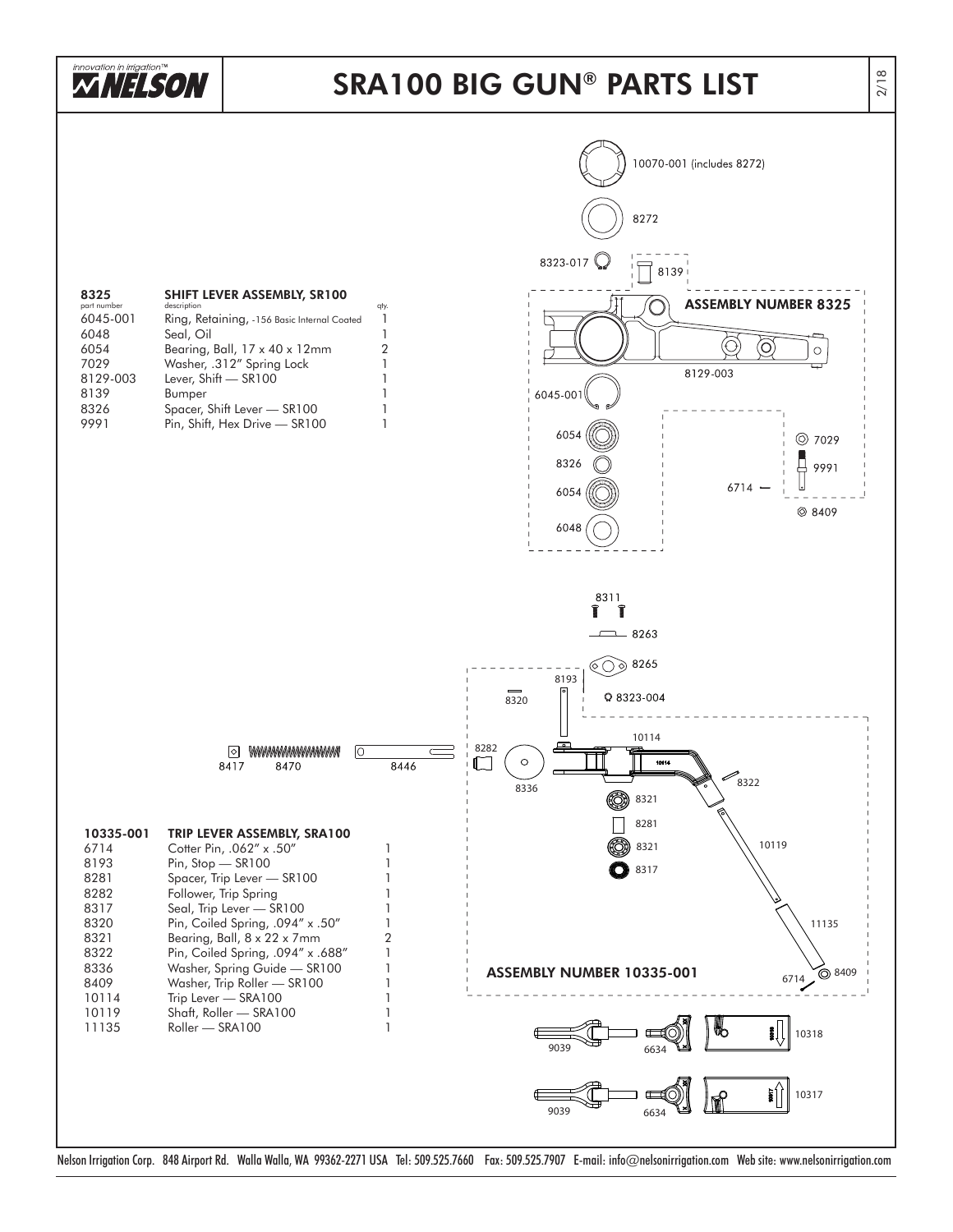# SRA100 BIG GUN® PARTS LIST

## 8325 SHIFT LEVER ASSEMBLY, SR100

| part number | description | qty. |
|---|---|---|
| 6045-001 | Ring, Retaining, -156 Basic Internal Coated | 1 |
| 6048 | Seal, Oil | 1 |
| 6054 | Bearing, Ball, 17 x 40 x 12mm | 2 |
| 7029 | Washer, .312" Spring Lock | 1 |
| 8129-003 | Lever, Shift — SR100 | 1 |
| 8139 | Bumper | 1 |
| 8326 | Spacer, Shift Lever — SR100 | 1 |
| 9991 | Pin, Shift, Hex Drive — SR100 | 1 |

10070-001 (includes 8272)

8272

8323-017

ASSEMBLY NUMBER 8325

6714

8409

## 10335-001 TRIP LEVER ASSEMBLY, SRA100

| part number | description | qty. |
|---|---|---|
| 6714 | Cotter Pin, .062" x .50" | 1 |
| 8193 | Pin, Stop — SR100 | 1 |
| 8281 | Spacer, Trip Lever — SR100 | 1 |
| 8282 | Follower, Trip Spring | 1 |
| 8317 | Seal, Trip Lever — SR100 | 1 |
| 8320 | Pin, Coiled Spring, .094" x .50" | 1 |
| 8321 | Bearing, Ball, 8 x 22 x 7mm | 2 |
| 8322 | Pin, Coiled Spring, .094" x .688" | 1 |
| 8336 | Washer, Spring Guide — SR100 | 1 |
| 8409 | Washer, Trip Roller — SR100 | 1 |
| 10114 | Trip Lever — SRA100 | 1 |
| 10119 | Shaft, Roller — SRA100 | 1 |
| 11135 | Roller — SRA100 | 1 |

8311

8263

8265

8323-004

8417 8470 8446

ASSEMBLY NUMBER 10335-001

9039 6634 10318

9039 6634 10317

Nelson Irrigation Corp. 848 Airport Rd. Walla Walla, WA 99362-2271 USA Tel: 509.525.7660 Fax: 509.525.7907 E-mail: info@nelsonirrigation.com Web site: www.nelsonirrigation.com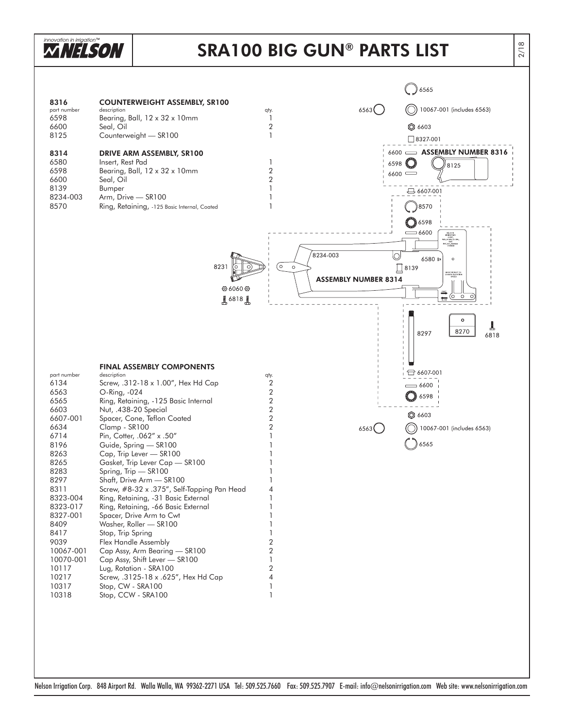# SRA100 BIG GUN® PARTS LIST

## 8316 COUNTERWEIGHT ASSEMBLY, SR100

| part number | description | qty. |
|---|---|---|
| 6598 | Bearing, Ball, 12 x 32 x 10mm | 1 |
| 6600 | Seal, Oil | 2 |
| 8125 | Counterweight — SR100 | 1 |

## 8314 DRIVE ARM ASSEMBLY, SR100

| part number | description | qty. |
|---|---|---|
| 6580 | Insert, Rest Pad | 1 |
| 6598 | Bearing, Ball, 12 x 32 x 10mm | 2 |
| 6600 | Seal, Oil | 2 |
| 8139 | Bumper | 1 |
| 8234-003 | Arm, Drive — SR100 | 1 |
| 8570 | Ring, Retaining, -125 Basic Internal, Coated | 1 |

## FINAL ASSEMBLY COMPONENTS

| part number | description | qty. |
|---|---|---|
| 6134 | Screw, .312-18 x 1.00", Hex Hd Cap | 2 |
| 6563 | O-Ring, -024 | 2 |
| 6565 | Ring, Retaining, -125 Basic Internal | 2 |
| 6603 | Nut, .438-20 Special | 2 |
| 6607-001 | Spacer, Cone, Teflon Coated | 2 |
| 6634 | Clamp - SR100 | 2 |
| 6714 | Pin, Cotter, .062" x .50" | 1 |
| 8196 | Guide, Spring — SR100 | 1 |
| 8263 | Cap, Trip Lever — SR100 | 1 |
| 8265 | Gasket, Trip Lever Cap — SR100 | 1 |
| 8283 | Spring, Trip — SR100 | 1 |
| 8297 | Shaft, Drive Arm — SR100 | 1 |
| 8311 | Screw, #8-32 x .375", Self-Tapping Pan Head | 4 |
| 8323-004 | Ring, Retaining, -31 Basic External | 1 |
| 8323-017 | Ring, Retaining, -66 Basic External | 1 |
| 8327-001 | Spacer, Drive Arm to Cwt | 1 |
| 8409 | Washer, Roller — SR100 | 1 |
| 8417 | Stop, Trip Spring | 1 |
| 9039 | Flex Handle Assembly | 2 |
| 10067-001 | Cap Assy, Arm Bearing — SR100 | 2 |
| 10070-001 | Cap Assy, Shift Lever — SR100 | 1 |
| 10117 | Lug, Rotation - SRA100 | 2 |
| 10217 | Screw, .3125-18 x .625", Hex Hd Cap | 4 |
| 10317 | Stop, CW - SRA100 | 1 |
| 10318 | Stop, CCW - SRA100 | 1 |

6565
6563 10067-001 (includes 6563)
6603
8327-001
ASSEMBLY NUMBER 8316
6600 6598 6600 8125
6607-001
8570
6598
6600
8234-003
8231
6580
8139
ASSEMBLY NUMBER 8314
6060
6818
8297 8270 6818
6607-001
6600
6598
6603
6563 10067-001 (includes 6563)
6565

Nelson Irrigation Corp. 848 Airport Rd. Walla Walla, WA 99362-2271 USA Tel: 509.525.7660 Fax: 509.525.7907 E-mail: info@nelsonirrigation.com Web site: www.nelsonirrigation.com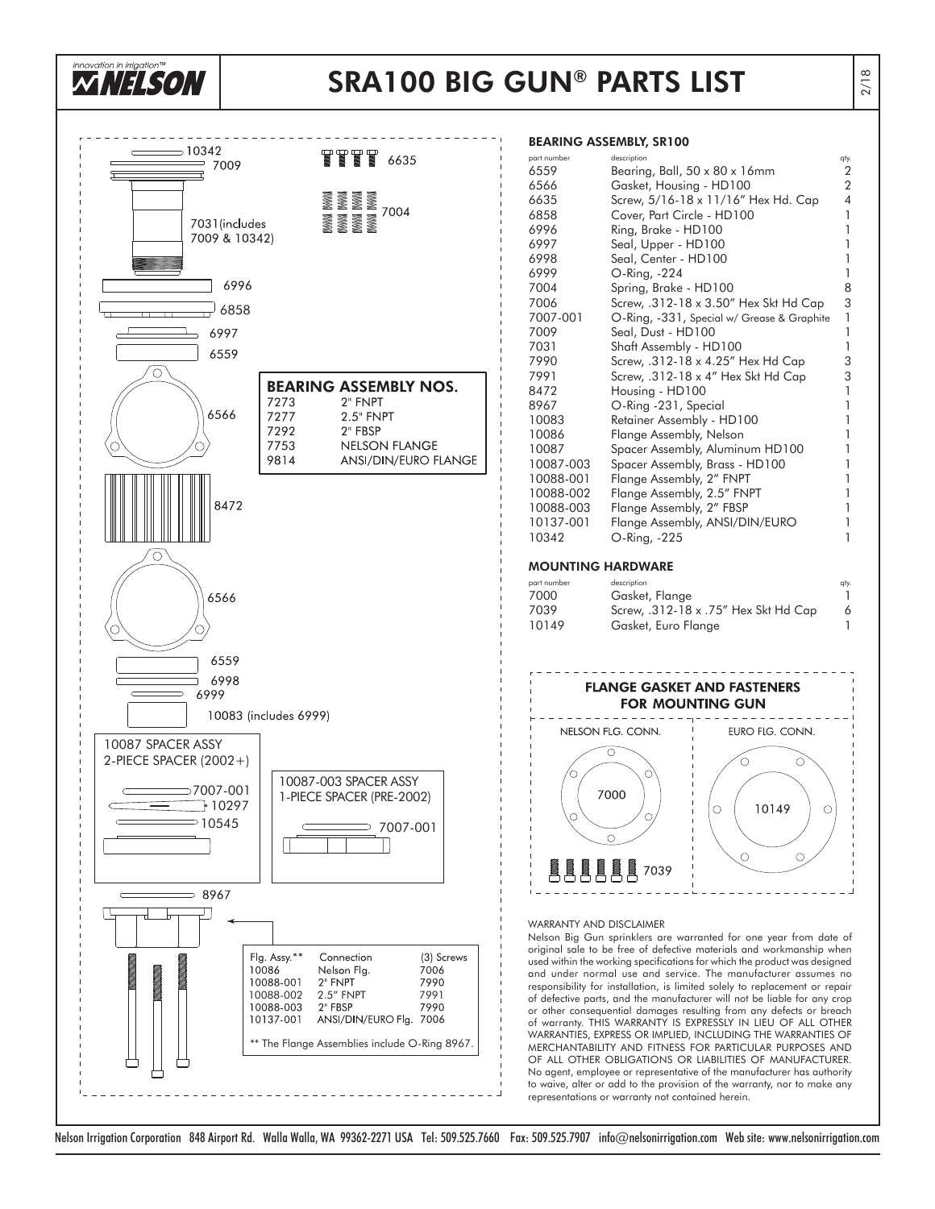# SRA100 BIG GUN® PARTS LIST

10342
7009
6635
7004
7031 (includes 7009 & 10342)
6996
6858
6997
6559
6566

| BEARING ASSEMBLY NOS. | |
|---|---|
| 7273 | 2" FNPT |
| 7277 | 2.5" FNPT |
| 7292 | 2" FBSP |
| 7753 | NELSON FLANGE |
| 9814 | ANSI/DIN/EURO FLANGE |

8472
6566
6559
6998
6999
10083 (includes 6999)

10087 SPACER ASSY
2-PIECE SPACER (2002+)
7007-001
10297
10545

10087-003 SPACER ASSY
1-PIECE SPACER (PRE-2002)
7007-001

8967

| Flg. Assy.** | Connection | (3) Screws |
|---|---|---|
| 10086 | Nelson Flg. | 7006 |
| 10088-001 | 2" FNPT | 7990 |
| 10088-002 | 2.5" FNPT | 7991 |
| 10088-003 | 2" FBSP | 7990 |
| 10137-001 | ANSI/DIN/EURO Flg. | 7006 |

** The Flange Assemblies include O-Ring 8967.

### BEARING ASSEMBLY, SR100

| part number | description | qty. |
|---|---|---|
| 6559 | Bearing, Ball, 50 x 80 x 16mm | 2 |
| 6566 | Gasket, Housing - HD100 | 2 |
| 6635 | Screw, 5/16-18 x 11/16" Hex Hd. Cap | 4 |
| 6858 | Cover, Part Circle - HD100 | 1 |
| 6996 | Ring, Brake - HD100 | 1 |
| 6997 | Seal, Upper - HD100 | 1 |
| 6998 | Seal, Center - HD100 | 1 |
| 6999 | O-Ring, -224 | 1 |
| 7004 | Spring, Brake - HD100 | 8 |
| 7006 | Screw, .312-18 x 3.50" Hex Skt Hd Cap | 3 |
| 7007-001 | O-Ring, -331, Special w/ Grease & Graphite | 1 |
| 7009 | Seal, Dust - HD100 | 1 |
| 7031 | Shaft Assembly - HD100 | 1 |
| 7990 | Screw, .312-18 x 4.25" Hex Hd Cap | 3 |
| 7991 | Screw, .312-18 x 4" Hex Skt Hd Cap | 3 |
| 8472 | Housing - HD100 | 1 |
| 8967 | O-Ring -231, Special | 1 |
| 10083 | Retainer Assembly - HD100 | 1 |
| 10086 | Flange Assembly, Nelson | 1 |
| 10087 | Spacer Assembly, Aluminum HD100 | 1 |
| 10087-003 | Spacer Assembly, Brass - HD100 | 1 |
| 10088-001 | Flange Assembly, 2" FNPT | 1 |
| 10088-002 | Flange Assembly, 2.5" FNPT | 1 |
| 10088-003 | Flange Assembly, 2" FBSP | 1 |
| 10137-001 | Flange Assembly, ANSI/DIN/EURO | 1 |
| 10342 | O-Ring, -225 | 1 |

### MOUNTING HARDWARE

| part number | description | qty. |
|---|---|---|
| 7000 | Gasket, Flange | 1 |
| 7039 | Screw, .312-18 x .75" Hex Skt Hd Cap | 6 |
| 10149 | Gasket, Euro Flange | 1 |

### FLANGE GASKET AND FASTENERS FOR MOUNTING GUN

NELSON FLG. CONN.
7000
7039

EURO FLG. CONN.
10149

WARRANTY AND DISCLAIMER

Nelson Big Gun sprinklers are warranted for one year from date of original sale to be free of defective materials and workmanship when used within the working specifications for which the product was designed and under normal use and service. The manufacturer assumes no responsibility for installation, is limited solely to replacement or repair of defective parts, and the manufacturer will not be liable for any crop or other consequential damages resulting from any defects or breach of warranty. THIS WARRANTY IS EXPRESSLY IN LIEU OF ALL OTHER WARRANTIES, EXPRESS OR IMPLIED, INCLUDING THE WARRANTIES OF MERCHANTABILITY AND FITNESS FOR PARTICULAR PURPOSES AND OF ALL OTHER OBLIGATIONS OR LIABILITIES OF MANUFACTURER. No agent, employee or representative of the manufacturer has authority to waive, alter or add to the provision of the warranty, nor to make any representations or warranty not contained herein.

Nelson Irrigation Corporation 848 Airport Rd. Walla Walla, WA 99362-2271 USA Tel: 509.525.7660 Fax: 509.525.7907 info@nelsonirrigation.com Web site: www.nelsonirrigation.com